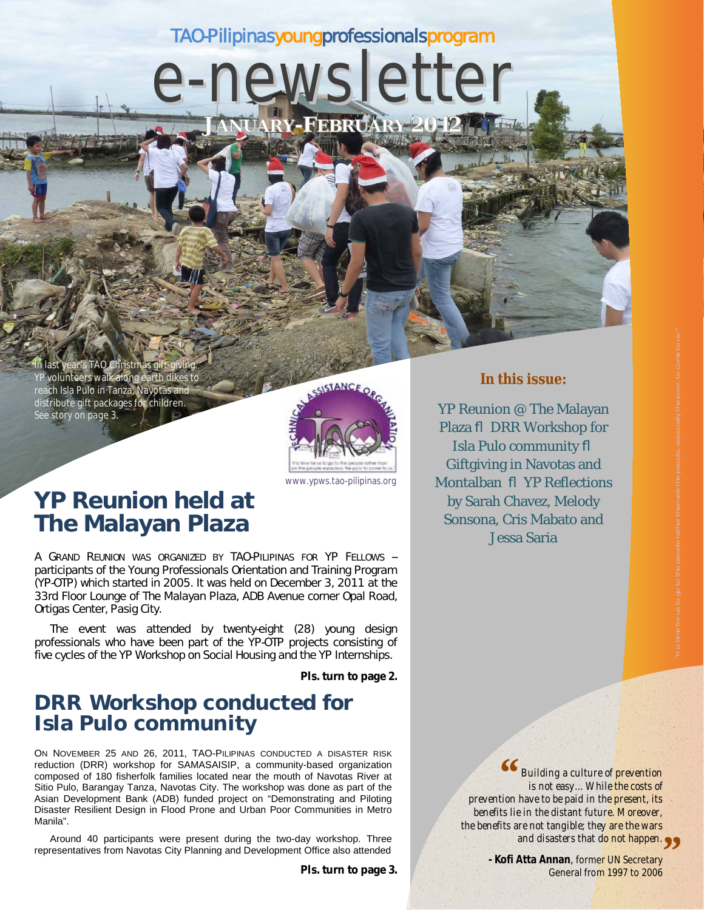TAO-Pilipinas young professionals program

# e-newsletter

**JANUARY-FEBRUARY 2012**

In last year's TAO Christmas gift-giving, YP volunteers walk along earth dikes to reach Isla Pulo in Tanza, Navotas and distribute gift packages for children. See story on page 3.

www.ypws.tao-pilipinas.org

**In this issue:**

YP Reunion @ The Malayan Plaza fl DRR Workshop for Isla Pulo community fl Giftgiving in Navotas and Montalban fl YP Reflections by Sarah Chavez, Melody Sonsona, Cris Mabato and Jessa Saria

## YP Reunion held at The Malayan Plaza

A GRAND REUNION WAS ORGANIZED BY TAO-PILIPINAS FOR YP FELLOWS – participants of the Young Professionals Orientation and Training Program (YP-OTP) which started in 2005. It was held on December 3, 2011 at the 33rd Floor Lounge of The Malayan Plaza, ADB Avenue corner Opal Road, Ortigas Center, Pasig City.

The event was attended by twenty-eight (28) young design professionals who have been part of the YP-OTP projects consisting of five cycles of the YP Workshop on Social Housing and the YP Internships.

**Pls. turn to page 2.**

## DRR Workshop conducted for Isla Pulo community

ON NOVEMBER 25 AND 26, 2011, TAO-PILIPINAS CONDUCTED A DISASTER RISK reduction (DRR) workshop for SAMASAISIP, a community-based organization composed of 180 fisherfolk families located near the mouth of Navotas River at Sitio Pulo, Barangay Tanza, Navotas City. The workshop was done as part of the Asian Development Bank (ADB) funded project on "Demonstrating and Piloting Disaster Resilient Design in Flood Prone and Urban Poor Communities in Metro Manila".

Around 40 participants were present during the two-day workshop. Three representatives from Navotas City Planning and Development Office also attended

**Pls. turn to page 3.**

*"Building a culture of prevention is not easy... While the costs of prevention have to be paid in the present, its benefits lie in the distant future. Moreover, the benefits are not tangible; they are the wars and disasters that do not happen."*

**- Kofi Atta Annan**, former UN Secretary General from 1997 to 2006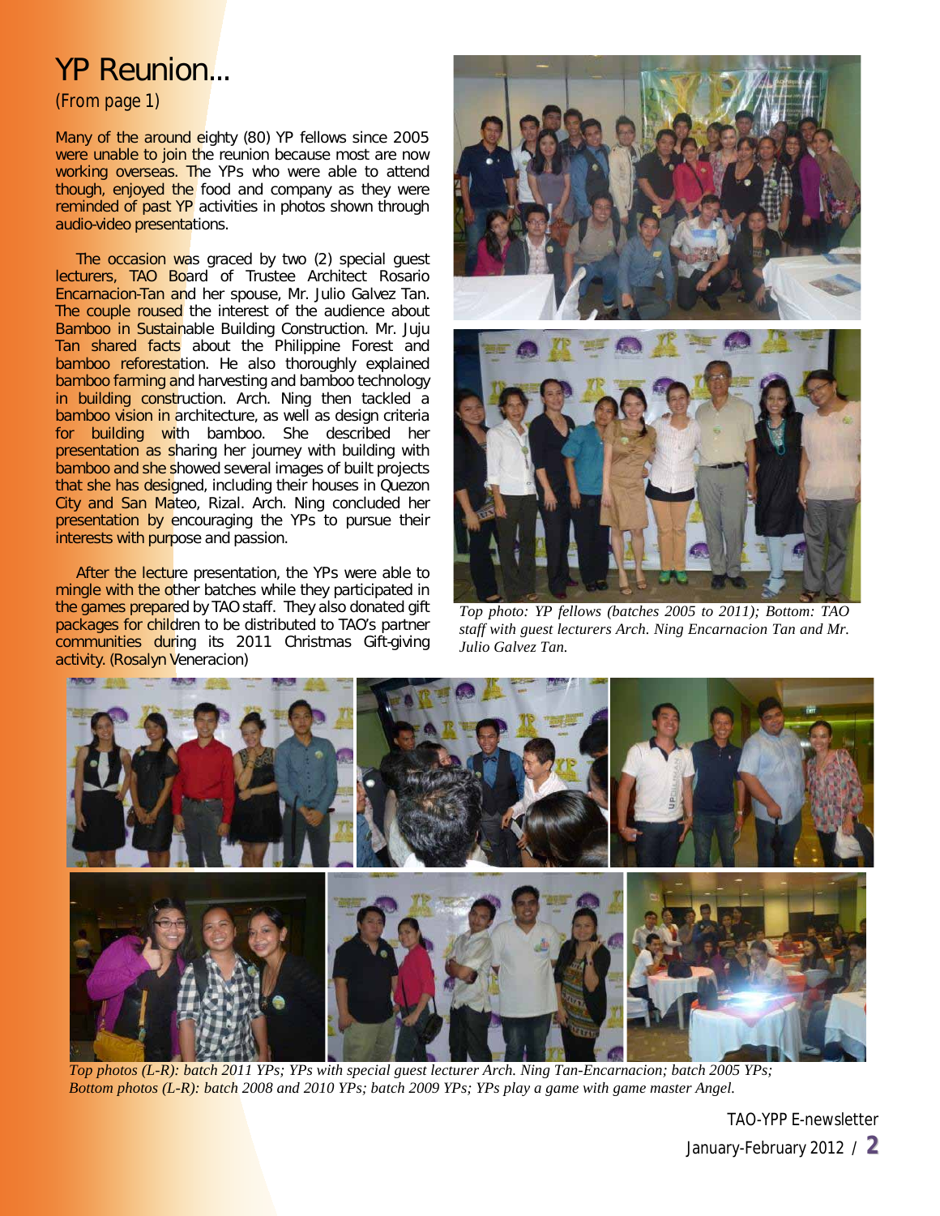# YP Reunion...

(From page 1)

Many of the around eighty (80) YP fellows since 2005 were unable to join the reunion because most are now working overseas. The YPs who were able to attend though, enjoyed the food and company as they were reminded of past YP activities in photos shown through audio-video presentations.

The occasion was graced by two (2) special guest lecturers, TAO Board of Trustee Architect Rosario Encarnacion-Tan and her spouse, Mr. Julio Galvez Tan. The couple roused the interest of the audience about Bamboo in Sustainable Building Construction. Mr. Juju Tan shared facts about the Philippine Forest and bamboo reforestation. He also thoroughly explained bamboo farming and harvesting and bamboo technology in building construction. Arch. Ning then tackled a bamboo vision in architecture, as well as design criteria for building with bamboo. She described her presentation as sharing her journey with building with bamboo and she showed several images of built projects that she has designed, including their houses in Quezon City and San Mateo, Rizal. Arch. Ning concluded her presentation by encouraging the YPs to pursue their interests with purpose and passion.

After the lecture presentation, the YPs were able to mingle with the other batches while they participated in the games prepared by TAO staff. They also donated gift packages for children to be distributed to TAO's partner communities during its 2011 Christmas Gift-giving activity. (Rosalyn Veneracion)

*Top photo: YP fellows (batches 2005 to 2011); Bottom: TAO staff with guest lecturers Arch. Ning Encarnacion Tan and Mr. Julio Galvez Tan.*

*Top photos (L-R): batch 2011 YPs; YPs with special guest lecturer Arch. Ning Tan-Encarnacion; batch 2005 YPs; Bottom photos (L-R): batch 2008 and 2010 YPs; batch 2009 YPs; YPs play a game with game master Angel.*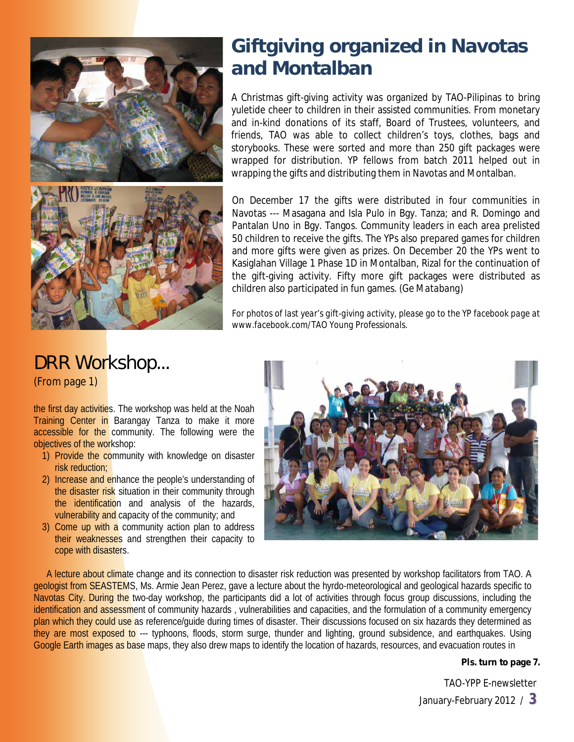# Giftgiving organized in Navotas and Montalban

A Christmas gift-giving activity was organized by TAO-Pilipinas to bring yuletide cheer to children in their assisted communities. From monetary and in-kind donations of its staff, Board of Trustees, volunteers, and friends, TAO was able to collect children's toys, clothes, bags and storybooks. These were sorted and more than 250 gift packages were wrapped for distribution. YP fellows from batch 2011 helped out in wrapping the gifts and distributing them in Navotas and Montalban.

On December 17 the gifts were distributed in four communities in Navotas --- Masagana and Isla Pulo in Bgy. Tanza; and R. Domingo and Pantalan Uno in Bgy. Tangos. Community leaders in each area prelisted 50 children to receive the gifts. The YPs also prepared games for children and more gifts were given as prizes. On December 20 the YPs went to Kasiglahan Village 1 Phase 1D in Montalban, Rizal for the continuation of the gift-giving activity. Fifty more gift packages were distributed as children also participated in fun games. *(Ge Matabang)*

*For photos of last year's gift-giving activity, please go to the YP facebook page at www.facebook.com/TAO Young Professionals.*

# DRR Workshop...

(From page 1)

the first day activities. The workshop was held at the Noah Training Center in Barangay Tanza to make it more accessible for the community. The following were the objectives of the workshop:

1) Provide the community with knowledge on disaster risk reduction;
2) Increase and enhance the people's understanding of the disaster risk situation in their community through the identification and analysis of the hazards, vulnerability and capacity of the community; and
3) Come up with a community action plan to address their weaknesses and strengthen their capacity to cope with disasters.

A lecture about climate change and its connection to disaster risk reduction was presented by workshop facilitators from TAO. A geologist from SEASTEMS, Ms. Armie Jean Perez, gave a lecture about the hyrdo-meteorological and geological hazards specific to Navotas City. During the two-day workshop, the participants did a lot of activities through focus group discussions, including the identification and assessment of community hazards , vulnerabilities and capacities, and the formulation of a community emergency plan which they could use as reference/guide during times of disaster. Their discussions focused on six hazards they determined as they are most exposed to --- typhoons, floods, storm surge, thunder and lighting, ground subsidence, and earthquakes. Using Google Earth images as base maps, they also drew maps to identify the location of hazards, resources, and evacuation routes in

**Pls. turn to page 7.**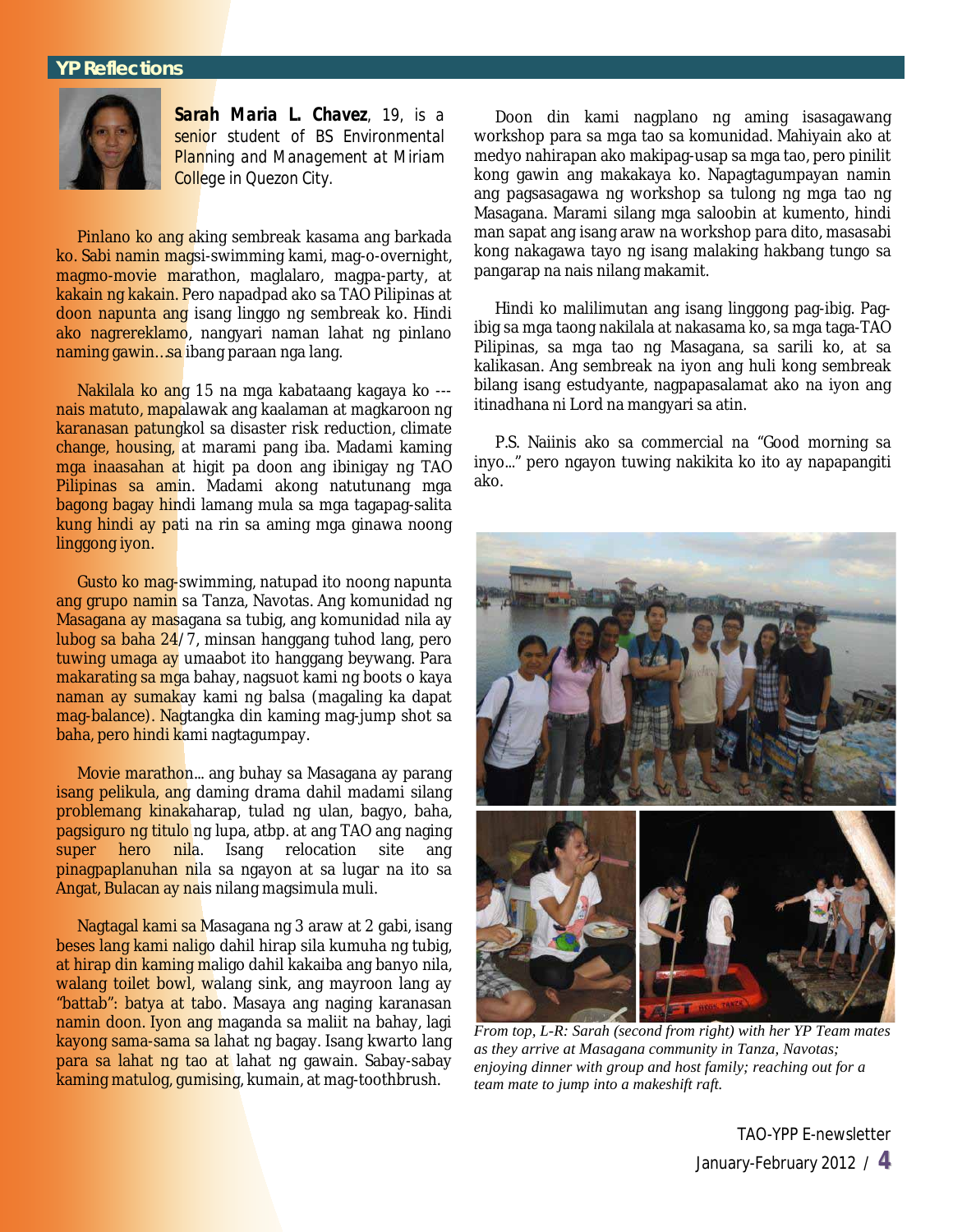## YP Reflections

**Sarah Maria L. Chavez**, 19, is a senior student of BS Environmental Planning and Management at Miriam College in Quezon City.

Pinlano ko ang aking sembreak kasama ang barkada ko. Sabi namin magsi-swimming kami, mag-o-overnight, magmo-movie marathon, maglalaro, magpa-party, at kakain ng kakain. Pero napadpad ako sa TAO Pilipinas at doon napunta ang isang linggo ng sembreak ko. Hindi ako nagrereklamo, nangyari naman lahat ng pinlano naming gawin…sa ibang paraan nga lang.

Nakilala ko ang 15 na mga kabataang kagaya ko --- nais matuto, mapalawak ang kaalaman at magkaroon ng karanasan patungkol sa disaster risk reduction, climate change, housing, at marami pang iba. Madami kaming mga inaasahan at higit pa doon ang ibinigay ng TAO Pilipinas sa amin. Madami akong natutunang mga bagong bagay hindi lamang mula sa mga tagapag-salita kung hindi ay pati na rin sa aming mga ginawa noong linggong iyon.

Gusto ko mag-swimming, natupad ito noong napunta ang grupo namin sa Tanza, Navotas. Ang komunidad ng Masagana ay masagana sa tubig, ang komunidad nila ay lubog sa baha 24/7, minsan hanggang tuhod lang, pero tuwing umaga ay umaabot ito hanggang beywang. Para makarating sa mga bahay, nagsuot kami ng boots o kaya naman ay sumakay kami ng balsa (magaling ka dapat mag-balance). Nagtangka din kaming mag-jump shot sa baha, pero hindi kami nagtagumpay.

Movie marathon... ang buhay sa Masagana ay parang isang pelikula, ang daming drama dahil madami silang problemang kinakaharap, tulad ng ulan, bagyo, baha, pagsiguro ng titulo ng lupa, atbp. at ang TAO ang naging super hero nila. Isang relocation site ang pinagpaplanuhan nila sa ngayon at sa lugar na ito sa Angat, Bulacan ay nais nilang magsimula muli.

Nagtagal kami sa Masagana ng 3 araw at 2 gabi, isang beses lang kami naligo dahil hirap sila kumuha ng tubig, at hirap din kaming maligo dahil kakaiba ang banyo nila, walang toilet bowl, walang sink, ang mayroon lang ay "battab": batya at tabo. Masaya ang naging karanasan namin doon. Iyon ang maganda sa maliit na bahay, lagi kayong sama-sama sa lahat ng bagay. Isang kwarto lang para sa lahat ng tao at lahat ng gawain. Sabay-sabay kaming matulog, gumising, kumain, at mag-toothbrush.

Doon din kami nagplano ng aming isasagawang workshop para sa mga tao sa komunidad. Mahiyain ako at medyo nahirapan ako makipag-usap sa mga tao, pero pinilit kong gawin ang makakaya ko. Napagtagumpayan namin ang pagsasagawa ng workshop sa tulong ng mga tao ng Masagana. Marami silang mga saloobin at kumento, hindi man sapat ang isang araw na workshop para dito, masasabi kong nakagawa tayo ng isang malaking hakbang tungo sa pangarap na nais nilang makamit.

Hindi ko malilimutan ang isang linggong pag-ibig. Pag-ibig sa mga taong nakilala at nakasama ko, sa mga taga-TAO Pilipinas, sa mga tao ng Masagana, sa sarili ko, at sa kalikasan. Ang sembreak na iyon ang huli kong sembreak bilang isang estudyante, nagpapasalamat ako na iyon ang itinadhana ni Lord na mangyari sa atin.

P.S. Naiinis ako sa commercial na "Good morning sa inyo..." pero ngayon tuwing nakikita ko ito ay napapangiti ako.

*From top, L-R: Sarah (second from right) with her YP Team mates as they arrive at Masagana community in Tanza, Navotas; enjoying dinner with group and host family; reaching out for a team mate to jump into a makeshift raft.*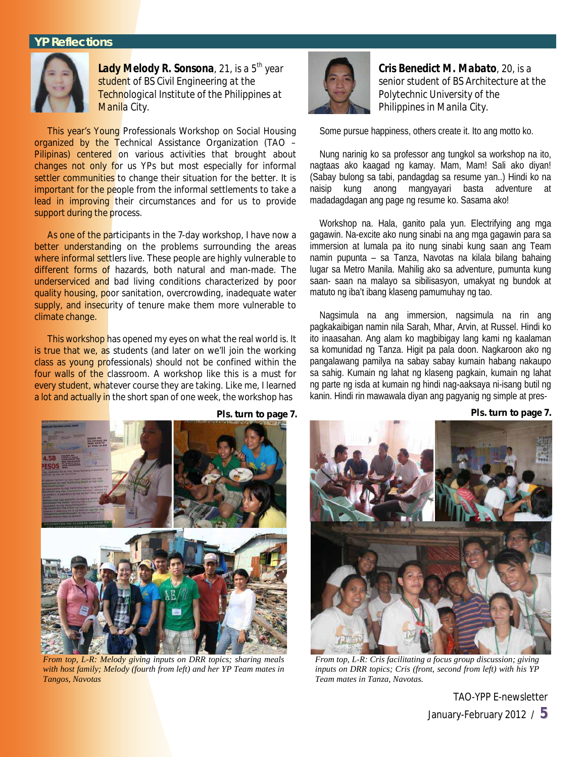## YP Reflections

**Lady Melody R. Sonsona**, 21, is a 5th year student of BS Civil Engineering at the Technological Institute of the Philippines at Manila City.

This year's Young Professionals Workshop on Social Housing organized by the Technical Assistance Organization (TAO – Pilipinas) centered on various activities that brought about changes not only for us YPs but most especially for informal settler communities to change their situation for the better. It is important for the people from the informal settlements to take a lead in improving their circumstances and for us to provide support during the process.

As one of the participants in the 7-day workshop, I have now a better understanding on the problems surrounding the areas where informal settlers live. These people are highly vulnerable to different forms of hazards, both natural and man-made. The underserviced and bad living conditions characterized by poor quality housing, poor sanitation, overcrowding, inadequate water supply, and insecurity of tenure make them more vulnerable to climate change.

This workshop has opened my eyes on what the real world is. It is true that we, as students (and later on we'll join the working class as young professionals) should not be confined within the four walls of the classroom. A workshop like this is a must for every student, whatever course they are taking. Like me, I learned a lot and actually in the short span of one week, the workshop has

**Pls. turn to page 7.**

*From top, L-R: Melody giving inputs on DRR topics; sharing meals with host family; Melody (fourth from left) and her YP Team mates in Tangos, Navotas*

**Cris Benedict M. Mabato**, 20, is a senior student of BS Architecture at the Polytechnic University of the Philippines in Manila City.

Some pursue happiness, others create it. Ito ang motto ko.

Nung narinig ko sa professor ang tungkol sa workshop na ito, nagtaas ako kaagad ng kamay. Mam, Mam! Sali ako diyan! (Sabay bulong sa tabi, pandagdag sa resume yan..) Hindi ko na naisip kung anong mangyayari basta adventure at madadagdagan ang page ng resume ko. Sasama ako!

Workshop na. Hala, ganito pala yun. Electrifying ang mga gagawin. Na-excite ako nung sinabi na ang mga gagawin para sa immersion at lumala pa ito nung sinabi kung saan ang Team namin pupunta – sa Tanza, Navotas na kilala bilang bahaing lugar sa Metro Manila. Mahilig ako sa adventure, pumunta kung saan- saan na malayo sa sibilisasyon, umakyat ng bundok at matuto ng iba't ibang klaseng pamumuhay ng tao.

Nagsimula na ang immersion, nagsimula na rin ang pagkakaibigan namin nila Sarah, Mhar, Arvin, at Russel. Hindi ko ito inaasahan. Ang alam ko magbibigay lang kami ng kaalaman sa komunidad ng Tanza. Higit pa pala doon. Nagkaroon ako ng pangalawang pamilya na sabay sabay kumain habang nakaupo sa sahig. Kumain ng lahat ng klaseng pagkain, kumain ng lahat ng parte ng isda at kumain ng hindi nag-aaksaya ni-isang butil ng kanin. Hindi rin mawawala diyan ang pagyanig ng simple at pres-

**Pls. turn to page 7.**

*From top, L-R: Cris facilitating a focus group discussion; giving inputs on DRR topics; Cris (front, second from left) with his YP Team mates in Tanza, Navotas.*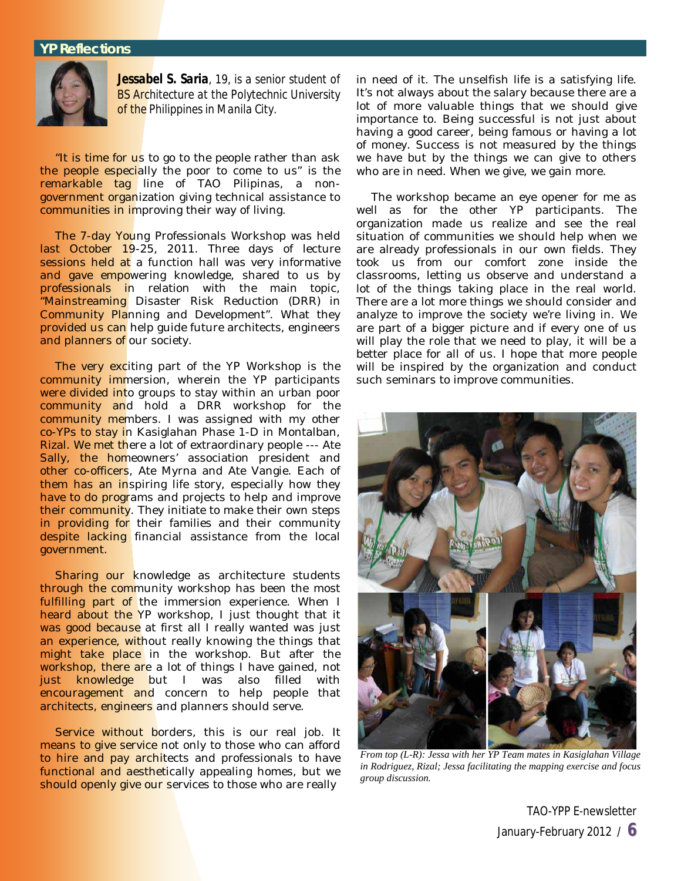## YP Reflections

***Jessabel S. Saria**, 19, is a senior student of BS Architecture at the Polytechnic University of the Philippines in Manila City.*

"It is time for us to go to the people rather than ask the people especially the poor to come to us" is the remarkable tag line of TAO Pilipinas, a non-government organization giving technical assistance to communities in improving their way of living.

The 7-day Young Professionals Workshop was held last October 19-25, 2011. Three days of lecture sessions held at a function hall was very informative and gave empowering knowledge, shared to us by professionals in relation with the main topic, "Mainstreaming Disaster Risk Reduction (DRR) in Community Planning and Development". What they provided us can help guide future architects, engineers and planners of our society.

The very exciting part of the YP Workshop is the community immersion, wherein the YP participants were divided into groups to stay within an urban poor community and hold a DRR workshop for the community members. I was assigned with my other co-YPs to stay in Kasiglahan Phase 1-D in Montalban, Rizal. We met there a lot of extraordinary people --- Ate Sally, the homeowners' association president and other co-officers, Ate Myrna and Ate Vangie. Each of them has an inspiring life story, especially how they have to do programs and projects to help and improve their community. They initiate to make their own steps in providing for their families and their community despite lacking financial assistance from the local government.

Sharing our knowledge as architecture students through the community workshop has been the most fulfilling part of the immersion experience. When I heard about the YP workshop, I just thought that it was good because at first all I really wanted was just an experience, without really knowing the things that might take place in the workshop. But after the workshop, there are a lot of things I have gained, not just knowledge but I was also filled with encouragement and concern to help people that architects, engineers and planners should serve.

Service without borders, this is our real job. It means to give service not only to those who can afford to hire and pay architects and professionals to have functional and aesthetically appealing homes, but we should openly give our services to those who are really in need of it. The unselfish life is a satisfying life. It's not always about the salary because there are a lot of more valuable things that we should give importance to. Being successful is not just about having a good career, being famous or having a lot of money. Success is not measured by the things we have but by the things we can give to others who are in need. When we give, we gain more.

The workshop became an eye opener for me as well as for the other YP participants. The organization made us realize and see the real situation of communities we should help when we are already professionals in our own fields. They took us from our comfort zone inside the classrooms, letting us observe and understand a lot of the things taking place in the real world. There are a lot more things we should consider and analyze to improve the society we're living in. We are part of a bigger picture and if every one of us will play the role that we need to play, it will be a better place for all of us. I hope that more people will be inspired by the organization and conduct such seminars to improve communities.

*From top (L-R): Jessa with her YP Team mates in Kasiglahan Village in Rodriguez, Rizal; Jessa facilitating the mapping exercise and focus group discussion.*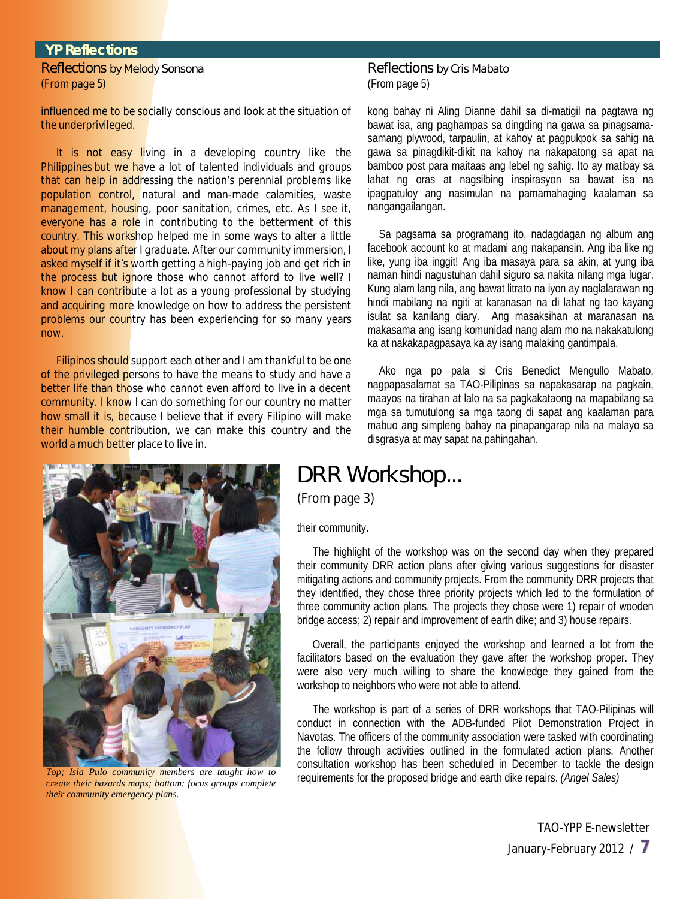## YP Reflections

### Reflections by Melody Sonsona
(From page 5)

influenced me to be socially conscious and look at the situation of the underprivileged.

It is not easy living in a developing country like the Philippines but we have a lot of talented individuals and groups that can help in addressing the nation's perennial problems like population control, natural and man-made calamities, waste management, housing, poor sanitation, crimes, etc. As I see it, everyone has a role in contributing to the betterment of this country. This workshop helped me in some ways to alter a little about my plans after I graduate. After our community immersion, I asked myself if it's worth getting a high-paying job and get rich in the process but ignore those who cannot afford to live well? I know I can contribute a lot as a young professional by studying and acquiring more knowledge on how to address the persistent problems our country has been experiencing for so many years now.

Filipinos should support each other and I am thankful to be one of the privileged persons to have the means to study and have a better life than those who cannot even afford to live in a decent community. I know I can do something for our country no matter how small it is, because I believe that if every Filipino will make their humble contribution, we can make this country and the world a much better place to live in.

### Reflections by Cris Mabato
(From page 5)

kong bahay ni Aling Dianne dahil sa di-matigil na pagtawa ng bawat isa, ang paghampas sa dingding na gawa sa pinagsama-samang plywood, tarpaulin, at kahoy at pagpukpok sa sahig na gawa sa pinagdikit-dikit na kahoy na nakapatong sa apat na bamboo post para maitaas ang lebel ng sahig. Ito ay matibay sa lahat ng oras at nagsilbing inspirasyon sa bawat isa na ipagpatuloy ang nasimulan na pamamahaging kaalaman sa nangangailangan.

Sa pagsama sa programang ito, nadagdagan ng album ang facebook account ko at madami ang nakapansin. Ang iba like ng like, yung iba inggit! Ang iba masaya para sa akin, at yung iba naman hindi nagustuhan dahil siguro sa nakita nilang mga lugar. Kung alam lang nila, ang bawat litrato na iyon ay naglalarawan ng hindi mabilang na ngiti at karanasan na di lahat ng tao kayang isulat sa kanilang diary. Ang masaksihan at maranasan na makasama ang isang komunidad nang alam mo na nakakatulong ka at nakakapagpasaya ka ay isang malaking gantimpala.

Ako nga po pala si Cris Benedict Mengullo Mabato, nagpapasalamat sa TAO-Pilipinas sa napakasarap na pagkain, maayos na tirahan at lalo na sa pagkakataong na mapabilang sa mga sa tumutulong sa mga taong di sapat ang kaalaman para mabuo ang simpleng bahay na pinapangarap nila na malayo sa disgrasya at may sapat na pahingahan.

*Top; Isla Pulo community members are taught how to create their hazards maps; bottom: focus groups complete their community emergency plans.*

## DRR Workshop...
(From page 3)

their community.

The highlight of the workshop was on the second day when they prepared their community DRR action plans after giving various suggestions for disaster mitigating actions and community projects. From the community DRR projects that they identified, they chose three priority projects which led to the formulation of three community action plans. The projects they chose were 1) repair of wooden bridge access; 2) repair and improvement of earth dike; and 3) house repairs.

Overall, the participants enjoyed the workshop and learned a lot from the facilitators based on the evaluation they gave after the workshop proper. They were also very much willing to share the knowledge they gained from the workshop to neighbors who were not able to attend.

The workshop is part of a series of DRR workshops that TAO-Pilipinas will conduct in connection with the ADB-funded Pilot Demonstration Project in Navotas. The officers of the community association were tasked with coordinating the follow through activities outlined in the formulated action plans. Another consultation workshop has been scheduled in December to tackle the design requirements for the proposed bridge and earth dike repairs. *(Angel Sales)*